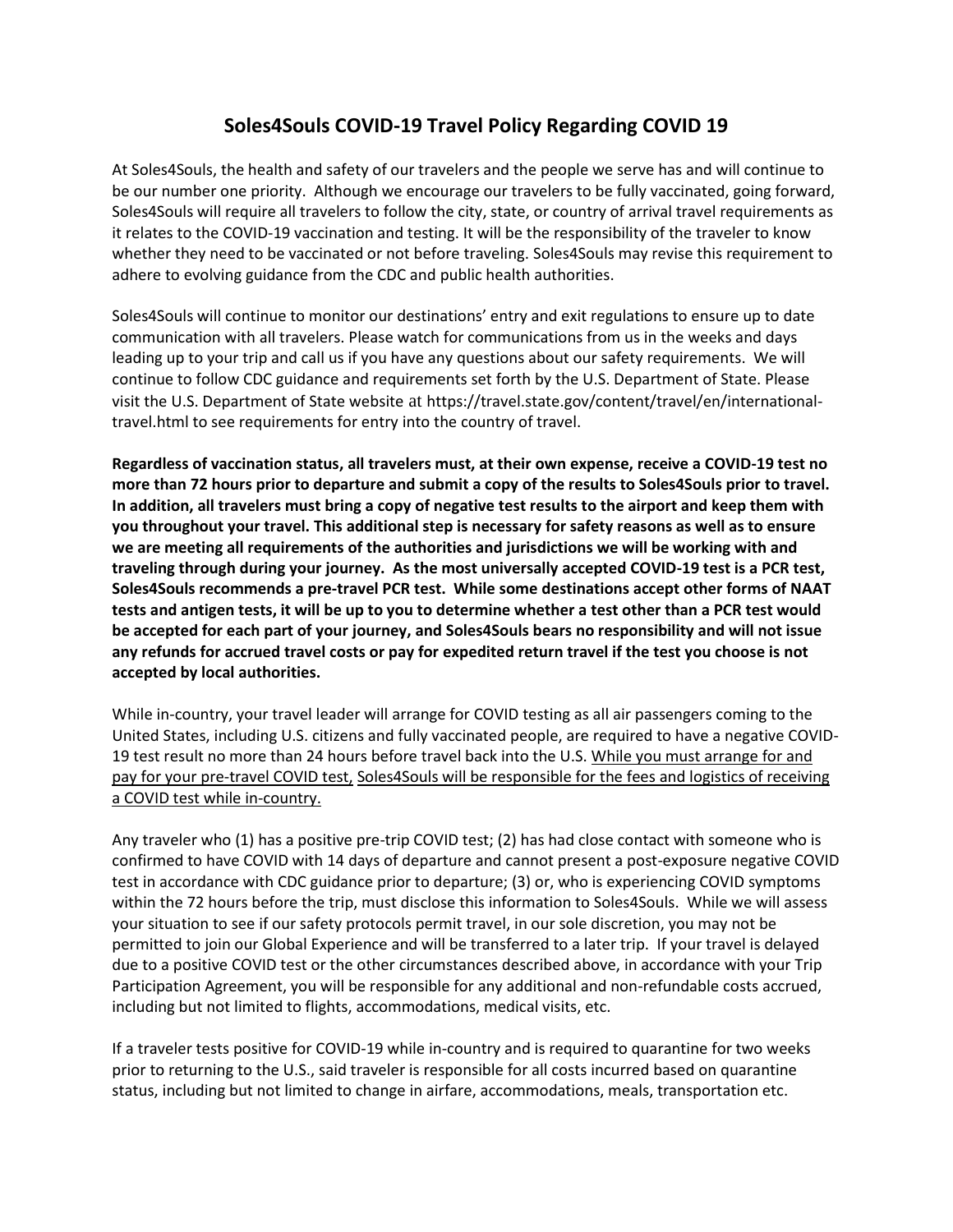# Soles4Souls COVID-19 Travel Policy Regarding COVID 19

At Soles4Souls, the health and safety of our travelers and the people we serve has and will continue to be our number one priority. Although we encourage our travelers to be fully vaccinated, going forward, Soles4Souls will require all travelers to follow the city, state, or country of arrival travel requirements as it relates to the COVID-19 vaccination and testing. It will be the responsibility of the traveler to know whether they need to be vaccinated or not before traveling. Soles4Souls may revise this requirement to adhere to evolving guidance from the CDC and public health authorities.

Soles4Souls will continue to monitor our destinations' entry and exit regulations to ensure up to date communication with all travelers. Please watch for communications from us in the weeks and days leading up to your trip and call us if you have any questions about our safety requirements. We will continue to follow CDC guidance and requirements set forth by the U.S. Department of State. Please visit the U.S. Department of State website at https://travel.state.gov/content/travel/en/international-travel.html to see requirements for entry into the country of travel.

**Regardless of vaccination status, all travelers must, at their own expense, receive a COVID-19 test no more than 72 hours prior to departure and submit a copy of the results to Soles4Souls prior to travel. In addition, all travelers must bring a copy of negative test results to the airport and keep them with you throughout your travel. This additional step is necessary for safety reasons as well as to ensure we are meeting all requirements of the authorities and jurisdictions we will be working with and traveling through during your journey. As the most universally accepted COVID-19 test is a PCR test, Soles4Souls recommends a pre-travel PCR test. While some destinations accept other forms of NAAT tests and antigen tests, it will be up to you to determine whether a test other than a PCR test would be accepted for each part of your journey, and Soles4Souls bears no responsibility and will not issue any refunds for accrued travel costs or pay for expedited return travel if the test you choose is not accepted by local authorities.**

While in-country, your travel leader will arrange for COVID testing as all air passengers coming to the United States, including U.S. citizens and fully vaccinated people, are required to have a negative COVID-19 test result no more than 24 hours before travel back into the U.S. <u>While you must arrange for and pay for your pre-travel COVID test,</u> <u>Soles4Souls will be responsible for the fees and logistics of receiving a COVID test while in-country.</u>

Any traveler who (1) has a positive pre-trip COVID test; (2) has had close contact with someone who is confirmed to have COVID with 14 days of departure and cannot present a post-exposure negative COVID test in accordance with CDC guidance prior to departure; (3) or, who is experiencing COVID symptoms within the 72 hours before the trip, must disclose this information to Soles4Souls. While we will assess your situation to see if our safety protocols permit travel, in our sole discretion, you may not be permitted to join our Global Experience and will be transferred to a later trip. If your travel is delayed due to a positive COVID test or the other circumstances described above, in accordance with your Trip Participation Agreement, you will be responsible for any additional and non-refundable costs accrued, including but not limited to flights, accommodations, medical visits, etc.

If a traveler tests positive for COVID-19 while in-country and is required to quarantine for two weeks prior to returning to the U.S., said traveler is responsible for all costs incurred based on quarantine status, including but not limited to change in airfare, accommodations, meals, transportation etc.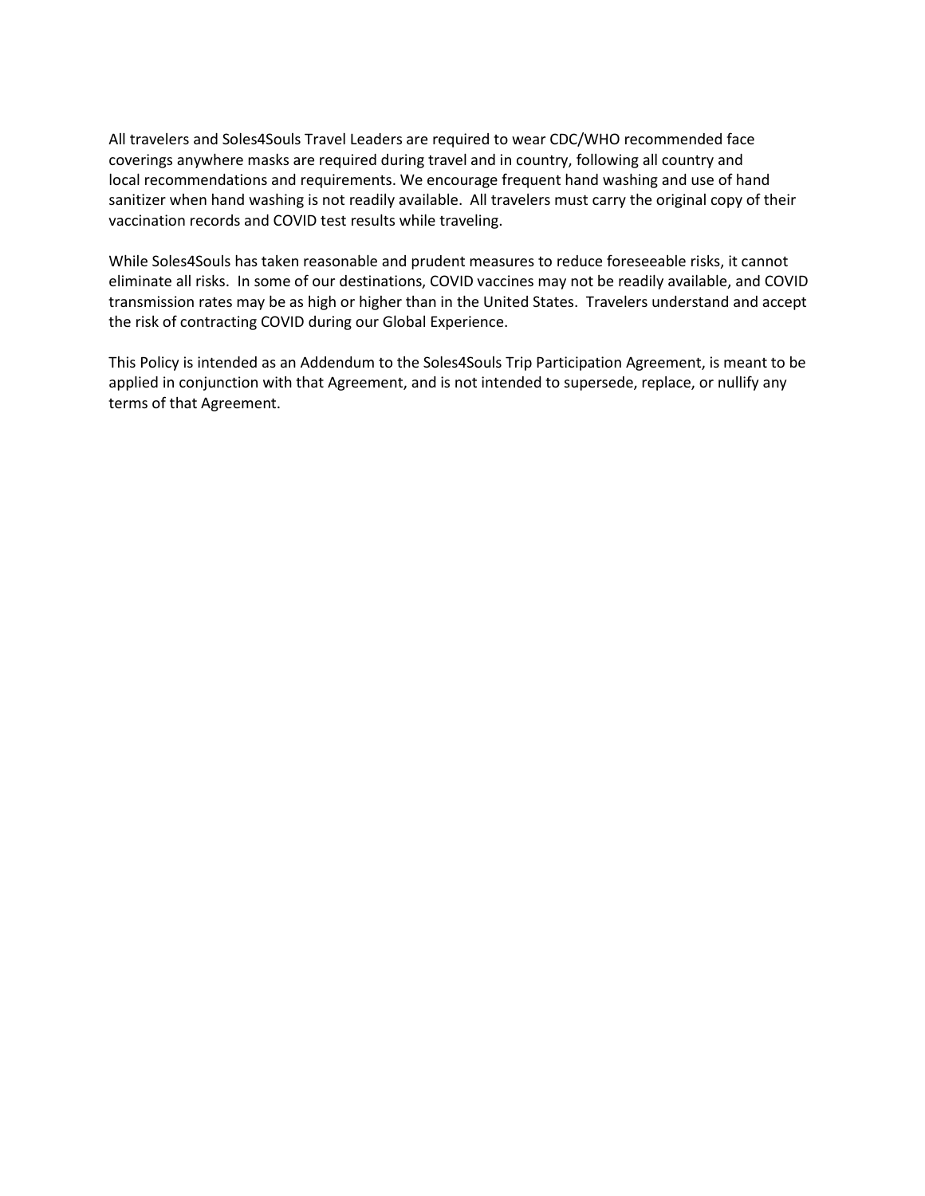All travelers and Soles4Souls Travel Leaders are required to wear CDC/WHO recommended face coverings anywhere masks are required during travel and in country, following all country and local recommendations and requirements. We encourage frequent hand washing and use of hand sanitizer when hand washing is not readily available. All travelers must carry the original copy of their vaccination records and COVID test results while traveling.

While Soles4Souls has taken reasonable and prudent measures to reduce foreseeable risks, it cannot eliminate all risks. In some of our destinations, COVID vaccines may not be readily available, and COVID transmission rates may be as high or higher than in the United States. Travelers understand and accept the risk of contracting COVID during our Global Experience.

This Policy is intended as an Addendum to the Soles4Souls Trip Participation Agreement, is meant to be applied in conjunction with that Agreement, and is not intended to supersede, replace, or nullify any terms of that Agreement.